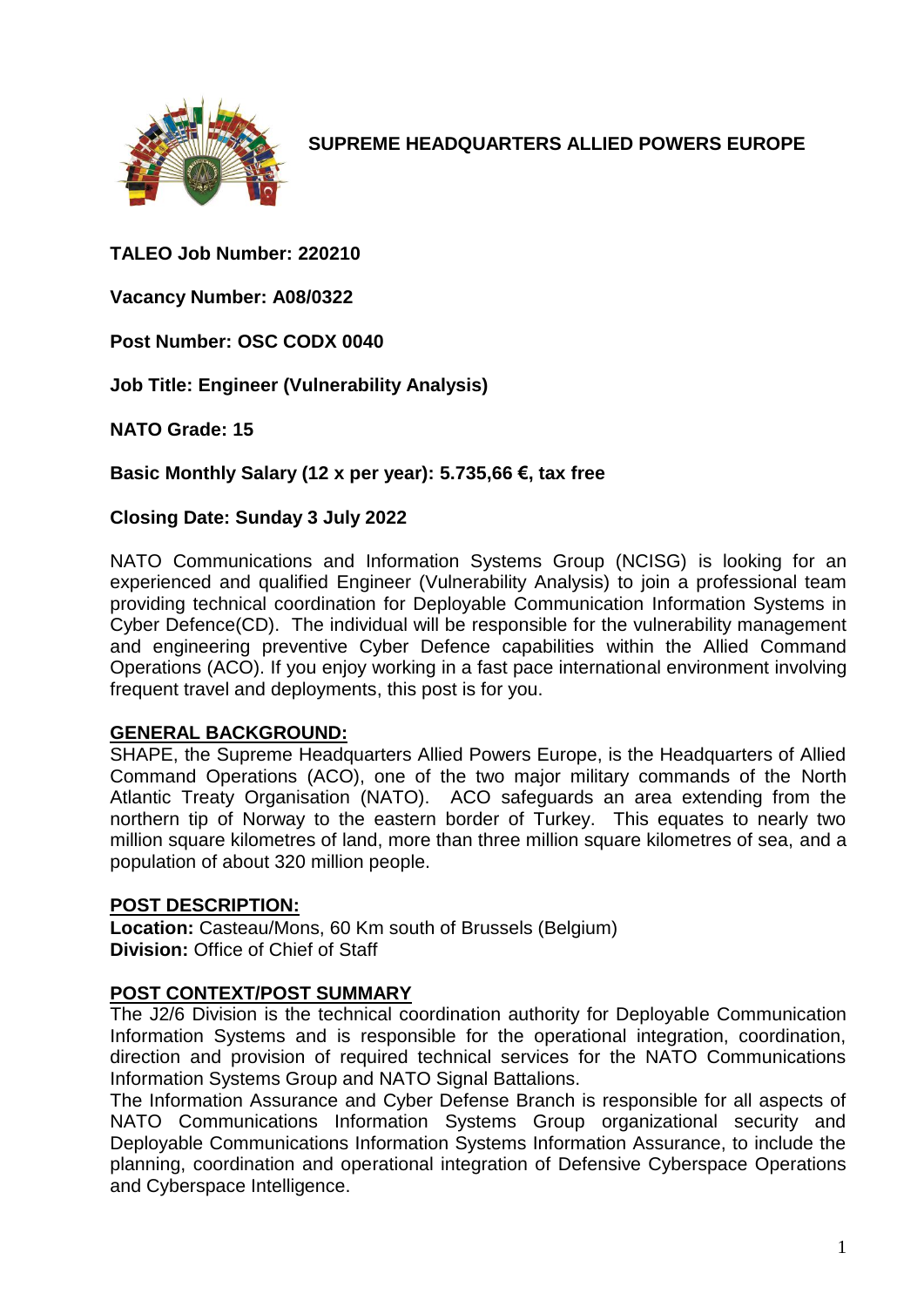# SUPREME HEADQUARTERS ALLIED POWERS EUROPE

**TALEO Job Number: 220210**

**Vacancy Number: A08/0322**

**Post Number: OSC CODX 0040**

**Job Title: Engineer (Vulnerability Analysis)**

**NATO Grade: 15**

**Basic Monthly Salary (12 x per year): 5.735,66 €, tax free**

**Closing Date: Sunday 3 July 2022**

NATO Communications and Information Systems Group (NCISG) is looking for an experienced and qualified Engineer (Vulnerability Analysis) to join a professional team providing technical coordination for Deployable Communication Information Systems in Cyber Defence(CD). The individual will be responsible for the vulnerability management and engineering preventive Cyber Defence capabilities within the Allied Command Operations (ACO). If you enjoy working in a fast pace international environment involving frequent travel and deployments, this post is for you.

## GENERAL BACKGROUND:

SHAPE, the Supreme Headquarters Allied Powers Europe, is the Headquarters of Allied Command Operations (ACO), one of the two major military commands of the North Atlantic Treaty Organisation (NATO). ACO safeguards an area extending from the northern tip of Norway to the eastern border of Turkey. This equates to nearly two million square kilometres of land, more than three million square kilometres of sea, and a population of about 320 million people.

## POST DESCRIPTION:

**Location:** Casteau/Mons, 60 Km south of Brussels (Belgium)
**Division:** Office of Chief of Staff

## POST CONTEXT/POST SUMMARY

The J2/6 Division is the technical coordination authority for Deployable Communication Information Systems and is responsible for the operational integration, coordination, direction and provision of required technical services for the NATO Communications Information Systems Group and NATO Signal Battalions.

The Information Assurance and Cyber Defense Branch is responsible for all aspects of NATO Communications Information Systems Group organizational security and Deployable Communications Information Systems Information Assurance, to include the planning, coordination and operational integration of Defensive Cyberspace Operations and Cyberspace Intelligence.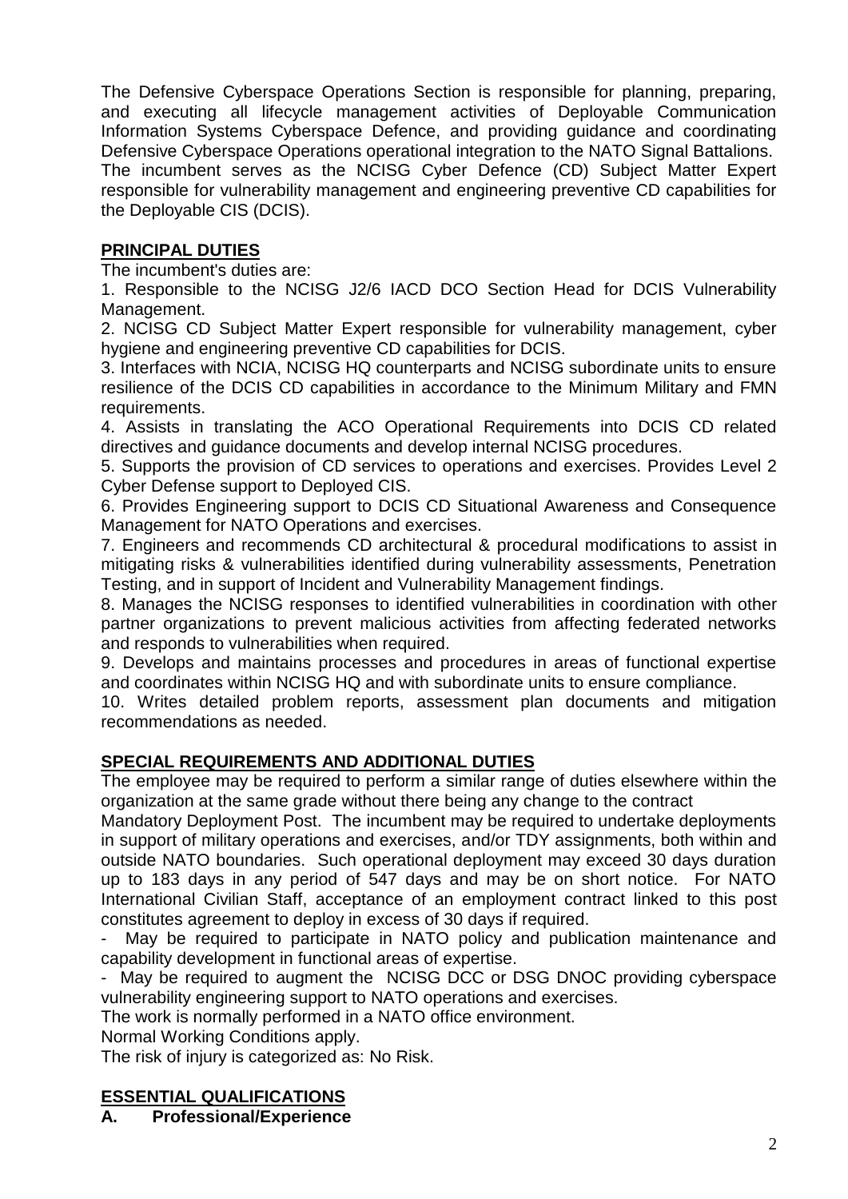The Defensive Cyberspace Operations Section is responsible for planning, preparing, and executing all lifecycle management activities of Deployable Communication Information Systems Cyberspace Defence, and providing guidance and coordinating Defensive Cyberspace Operations operational integration to the NATO Signal Battalions. The incumbent serves as the NCISG Cyber Defence (CD) Subject Matter Expert responsible for vulnerability management and engineering preventive CD capabilities for the Deployable CIS (DCIS).

## PRINCIPAL DUTIES

The incumbent's duties are:

1. Responsible to the NCISG J2/6 IACD DCO Section Head for DCIS Vulnerability Management.
2. NCISG CD Subject Matter Expert responsible for vulnerability management, cyber hygiene and engineering preventive CD capabilities for DCIS.
3. Interfaces with NCIA, NCISG HQ counterparts and NCISG subordinate units to ensure resilience of the DCIS CD capabilities in accordance to the Minimum Military and FMN requirements.
4. Assists in translating the ACO Operational Requirements into DCIS CD related directives and guidance documents and develop internal NCISG procedures.
5. Supports the provision of CD services to operations and exercises. Provides Level 2 Cyber Defense support to Deployed CIS.
6. Provides Engineering support to DCIS CD Situational Awareness and Consequence Management for NATO Operations and exercises.
7. Engineers and recommends CD architectural & procedural modifications to assist in mitigating risks & vulnerabilities identified during vulnerability assessments, Penetration Testing, and in support of Incident and Vulnerability Management findings.
8. Manages the NCISG responses to identified vulnerabilities in coordination with other partner organizations to prevent malicious activities from affecting federated networks and responds to vulnerabilities when required.
9. Develops and maintains processes and procedures in areas of functional expertise and coordinates within NCISG HQ and with subordinate units to ensure compliance.
10. Writes detailed problem reports, assessment plan documents and mitigation recommendations as needed.

## SPECIAL REQUIREMENTS AND ADDITIONAL DUTIES

The employee may be required to perform a similar range of duties elsewhere within the organization at the same grade without there being any change to the contract

Mandatory Deployment Post. The incumbent may be required to undertake deployments in support of military operations and exercises, and/or TDY assignments, both within and outside NATO boundaries. Such operational deployment may exceed 30 days duration up to 183 days in any period of 547 days and may be on short notice. For NATO International Civilian Staff, acceptance of an employment contract linked to this post constitutes agreement to deploy in excess of 30 days if required.

- May be required to participate in NATO policy and publication maintenance and capability development in functional areas of expertise.
- May be required to augment the NCISG DCC or DSG DNOC providing cyberspace vulnerability engineering support to NATO operations and exercises.

The work is normally performed in a NATO office environment.

Normal Working Conditions apply.

The risk of injury is categorized as: No Risk.

## ESSENTIAL QUALIFICATIONS

### A. Professional/Experience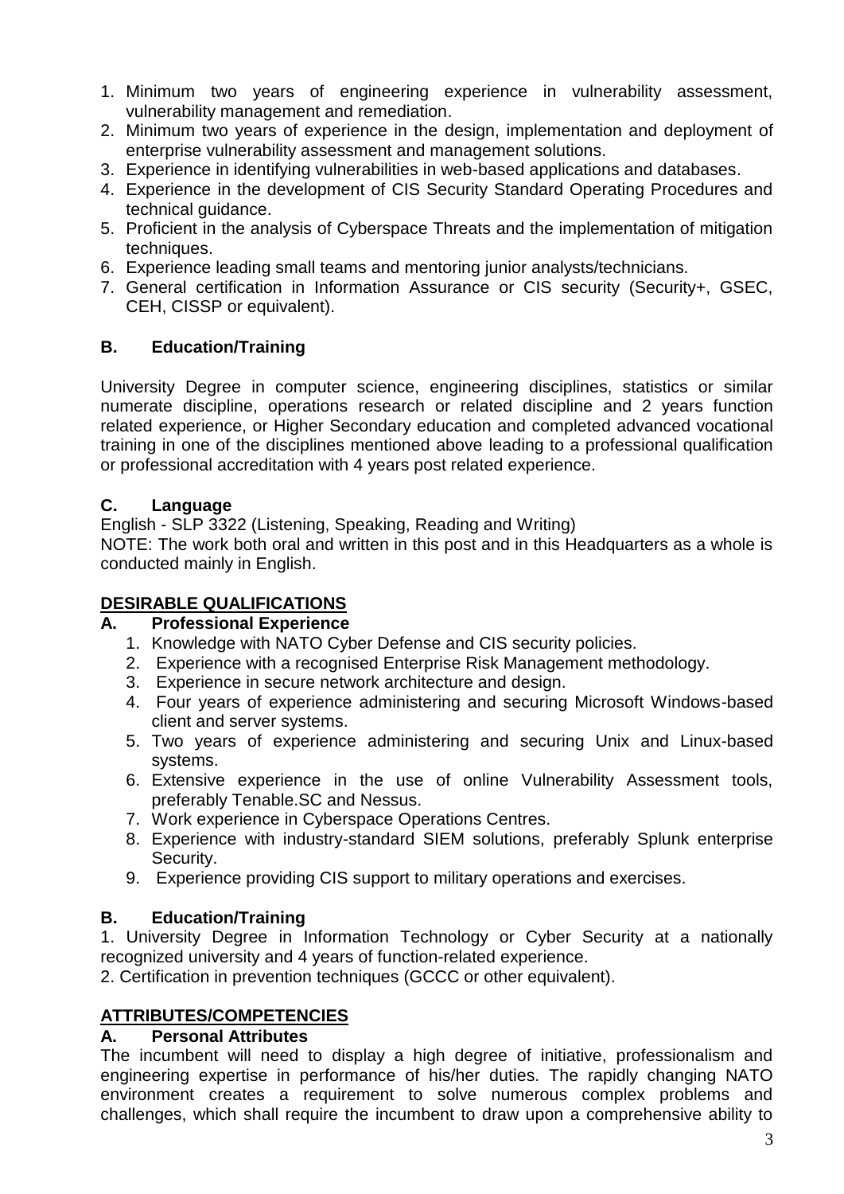1. Minimum two years of engineering experience in vulnerability assessment, vulnerability management and remediation.
2. Minimum two years of experience in the design, implementation and deployment of enterprise vulnerability assessment and management solutions.
3. Experience in identifying vulnerabilities in web-based applications and databases.
4. Experience in the development of CIS Security Standard Operating Procedures and technical guidance.
5. Proficient in the analysis of Cyberspace Threats and the implementation of mitigation techniques.
6. Experience leading small teams and mentoring junior analysts/technicians.
7. General certification in Information Assurance or CIS security (Security+, GSEC, CEH, CISSP or equivalent).

### B. Education/Training

University Degree in computer science, engineering disciplines, statistics or similar numerate discipline, operations research or related discipline and 2 years function related experience, or Higher Secondary education and completed advanced vocational training in one of the disciplines mentioned above leading to a professional qualification or professional accreditation with 4 years post related experience.

### C. Language

English - SLP 3322 (Listening, Speaking, Reading and Writing)
NOTE: The work both oral and written in this post and in this Headquarters as a whole is conducted mainly in English.

## DESIRABLE QUALIFICATIONS

### A. Professional Experience

1. Knowledge with NATO Cyber Defense and CIS security policies.
2. Experience with a recognised Enterprise Risk Management methodology.
3. Experience in secure network architecture and design.
4. Four years of experience administering and securing Microsoft Windows-based client and server systems.
5. Two years of experience administering and securing Unix and Linux-based systems.
6. Extensive experience in the use of online Vulnerability Assessment tools, preferably Tenable.SC and Nessus.
7. Work experience in Cyberspace Operations Centres.
8. Experience with industry-standard SIEM solutions, preferably Splunk enterprise Security.
9. Experience providing CIS support to military operations and exercises.

### B. Education/Training

1. University Degree in Information Technology or Cyber Security at a nationally recognized university and 4 years of function-related experience.
2. Certification in prevention techniques (GCCC or other equivalent).

## ATTRIBUTES/COMPETENCIES

### A. Personal Attributes

The incumbent will need to display a high degree of initiative, professionalism and engineering expertise in performance of his/her duties. The rapidly changing NATO environment creates a requirement to solve numerous complex problems and challenges, which shall require the incumbent to draw upon a comprehensive ability to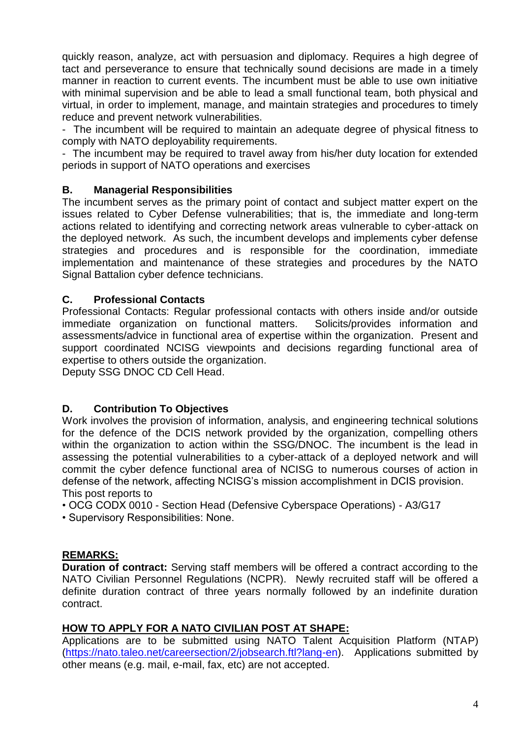quickly reason, analyze, act with persuasion and diplomacy. Requires a high degree of tact and perseverance to ensure that technically sound decisions are made in a timely manner in reaction to current events. The incumbent must be able to use own initiative with minimal supervision and be able to lead a small functional team, both physical and virtual, in order to implement, manage, and maintain strategies and procedures to timely reduce and prevent network vulnerabilities.

- The incumbent will be required to maintain an adequate degree of physical fitness to comply with NATO deployability requirements.
- The incumbent may be required to travel away from his/her duty location for extended periods in support of NATO operations and exercises

### B. Managerial Responsibilities

The incumbent serves as the primary point of contact and subject matter expert on the issues related to Cyber Defense vulnerabilities; that is, the immediate and long-term actions related to identifying and correcting network areas vulnerable to cyber-attack on the deployed network. As such, the incumbent develops and implements cyber defense strategies and procedures and is responsible for the coordination, immediate implementation and maintenance of these strategies and procedures by the NATO Signal Battalion cyber defence technicians.

### C. Professional Contacts

Professional Contacts: Regular professional contacts with others inside and/or outside immediate organization on functional matters. Solicits/provides information and assessments/advice in functional area of expertise within the organization. Present and support coordinated NCISG viewpoints and decisions regarding functional area of expertise to others outside the organization.
Deputy SSG DNOC CD Cell Head.

### D. Contribution To Objectives

Work involves the provision of information, analysis, and engineering technical solutions for the defence of the DCIS network provided by the organization, compelling others within the organization to action within the SSG/DNOC. The incumbent is the lead in assessing the potential vulnerabilities to a cyber-attack of a deployed network and will commit the cyber defence functional area of NCISG to numerous courses of action in defense of the network, affecting NCISG's mission accomplishment in DCIS provision.
This post reports to

- OCG CODX 0010 - Section Head (Defensive Cyberspace Operations) - A3/G17
- Supervisory Responsibilities: None.

## REMARKS:

**Duration of contract:** Serving staff members will be offered a contract according to the NATO Civilian Personnel Regulations (NCPR). Newly recruited staff will be offered a definite duration contract of three years normally followed by an indefinite duration contract.

## HOW TO APPLY FOR A NATO CIVILIAN POST AT SHAPE:

Applications are to be submitted using NATO Talent Acquisition Platform (NTAP) (https://nato.taleo.net/careersection/2/jobsearch.ftl?lang-en). Applications submitted by other means (e.g. mail, e-mail, fax, etc) are not accepted.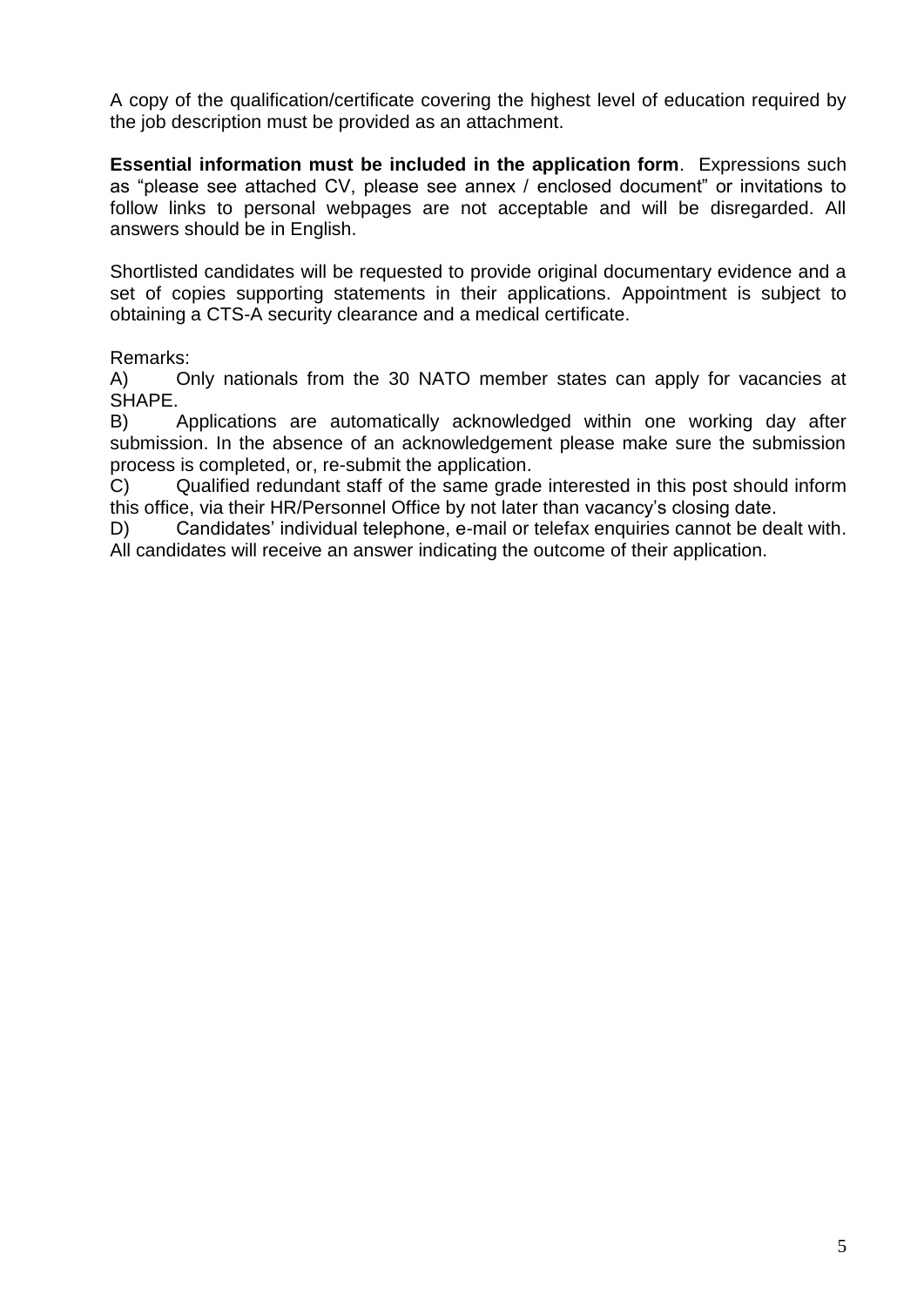A copy of the qualification/certificate covering the highest level of education required by the job description must be provided as an attachment.

**Essential information must be included in the application form**. Expressions such as “please see attached CV, please see annex / enclosed document” or invitations to follow links to personal webpages are not acceptable and will be disregarded. All answers should be in English.

Shortlisted candidates will be requested to provide original documentary evidence and a set of copies supporting statements in their applications. Appointment is subject to obtaining a CTS-A security clearance and a medical certificate.

Remarks:

A) Only nationals from the 30 NATO member states can apply for vacancies at SHAPE.

B) Applications are automatically acknowledged within one working day after submission. In the absence of an acknowledgement please make sure the submission process is completed, or, re-submit the application.

C) Qualified redundant staff of the same grade interested in this post should inform this office, via their HR/Personnel Office by not later than vacancy’s closing date.

D) Candidates’ individual telephone, e-mail or telefax enquiries cannot be dealt with. All candidates will receive an answer indicating the outcome of their application.